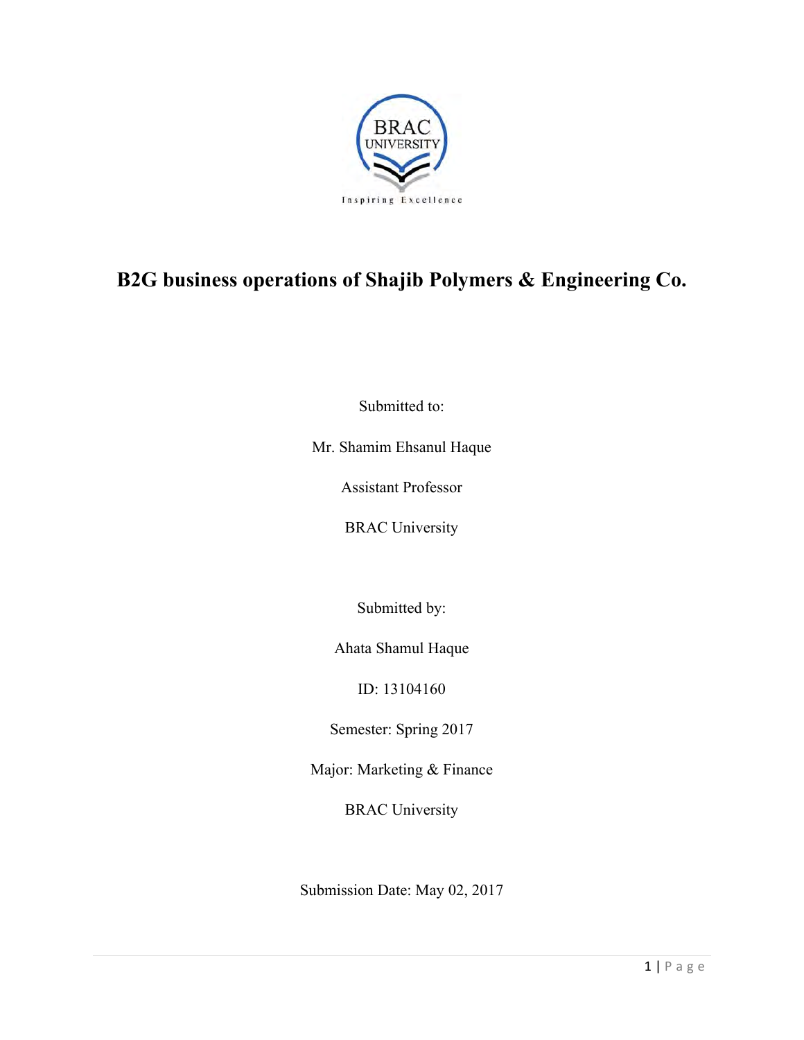BRAC UNIVERSITY

Inspiring Excellence

# B2G business operations of Shajib Polymers & Engineering Co.

Submitted to:

Mr. Shamim Ehsanul Haque

Assistant Professor

BRAC University

Submitted by:

Ahata Shamul Haque

ID: 13104160

Semester: Spring 2017

Major: Marketing & Finance

BRAC University

Submission Date: May 02, 2017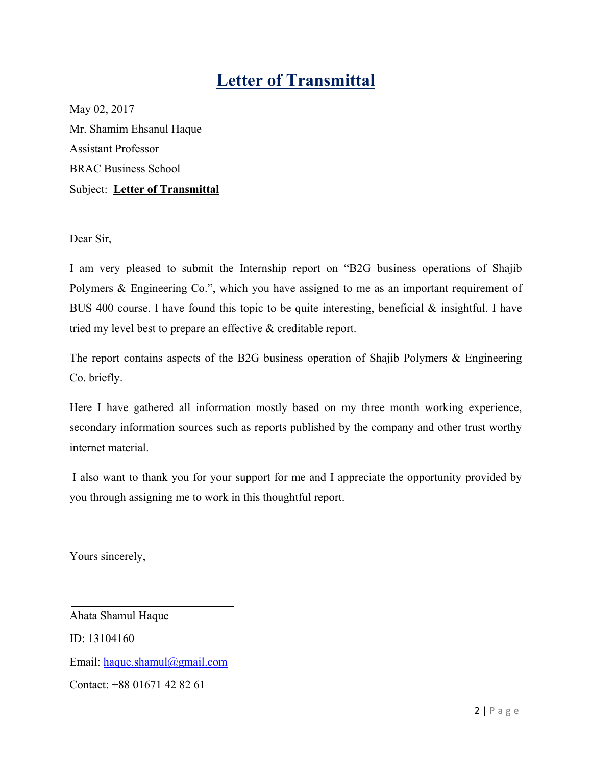# Letter of Transmittal

May 02, 2017

Mr. Shamim Ehsanul Haque

Assistant Professor

BRAC Business School

Subject: **Letter of Transmittal**

Dear Sir,

I am very pleased to submit the Internship report on "B2G business operations of Shajib Polymers & Engineering Co.", which you have assigned to me as an important requirement of BUS 400 course. I have found this topic to be quite interesting, beneficial & insightful. I have tried my level best to prepare an effective & creditable report.

The report contains aspects of the B2G business operation of Shajib Polymers & Engineering Co. briefly.

Here I have gathered all information mostly based on my three month working experience, secondary information sources such as reports published by the company and other trust worthy internet material.

I also want to thank you for your support for me and I appreciate the opportunity provided by you through assigning me to work in this thoughtful report.

Yours sincerely,

Ahata Shamul Haque

ID: 13104160

Email: haque.shamul@gmail.com

Contact: +88 01671 42 82 61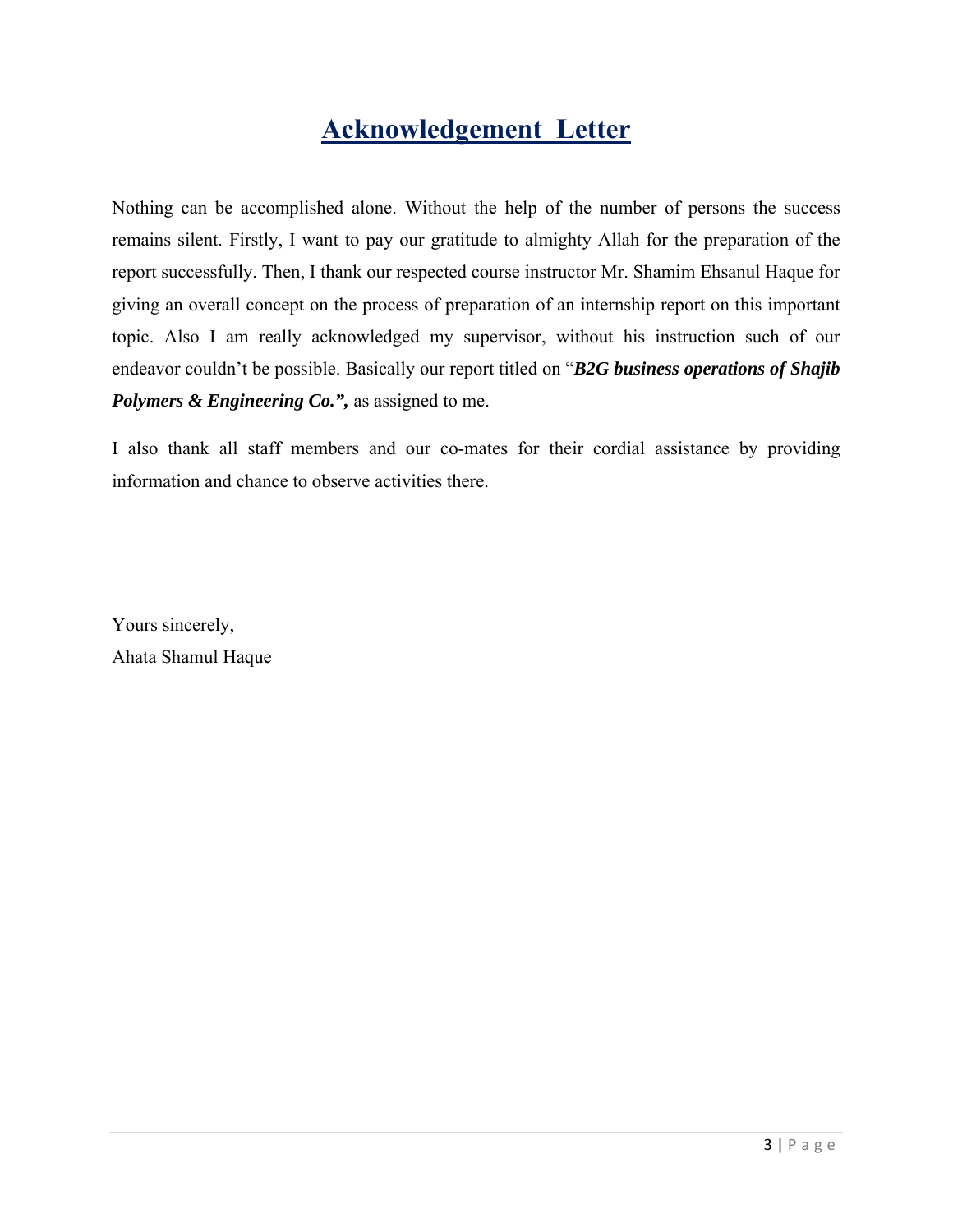# Acknowledgement Letter

Nothing can be accomplished alone. Without the help of the number of persons the success remains silent. Firstly, I want to pay our gratitude to almighty Allah for the preparation of the report successfully. Then, I thank our respected course instructor Mr. Shamim Ehsanul Haque for giving an overall concept on the process of preparation of an internship report on this important topic. Also I am really acknowledged my supervisor, without his instruction such of our endeavor couldn't be possible. Basically our report titled on "***B2G business operations of Shajib Polymers & Engineering Co.",*** as assigned to me.

I also thank all staff members and our co-mates for their cordial assistance by providing information and chance to observe activities there.

Yours sincerely,
Ahata Shamul Haque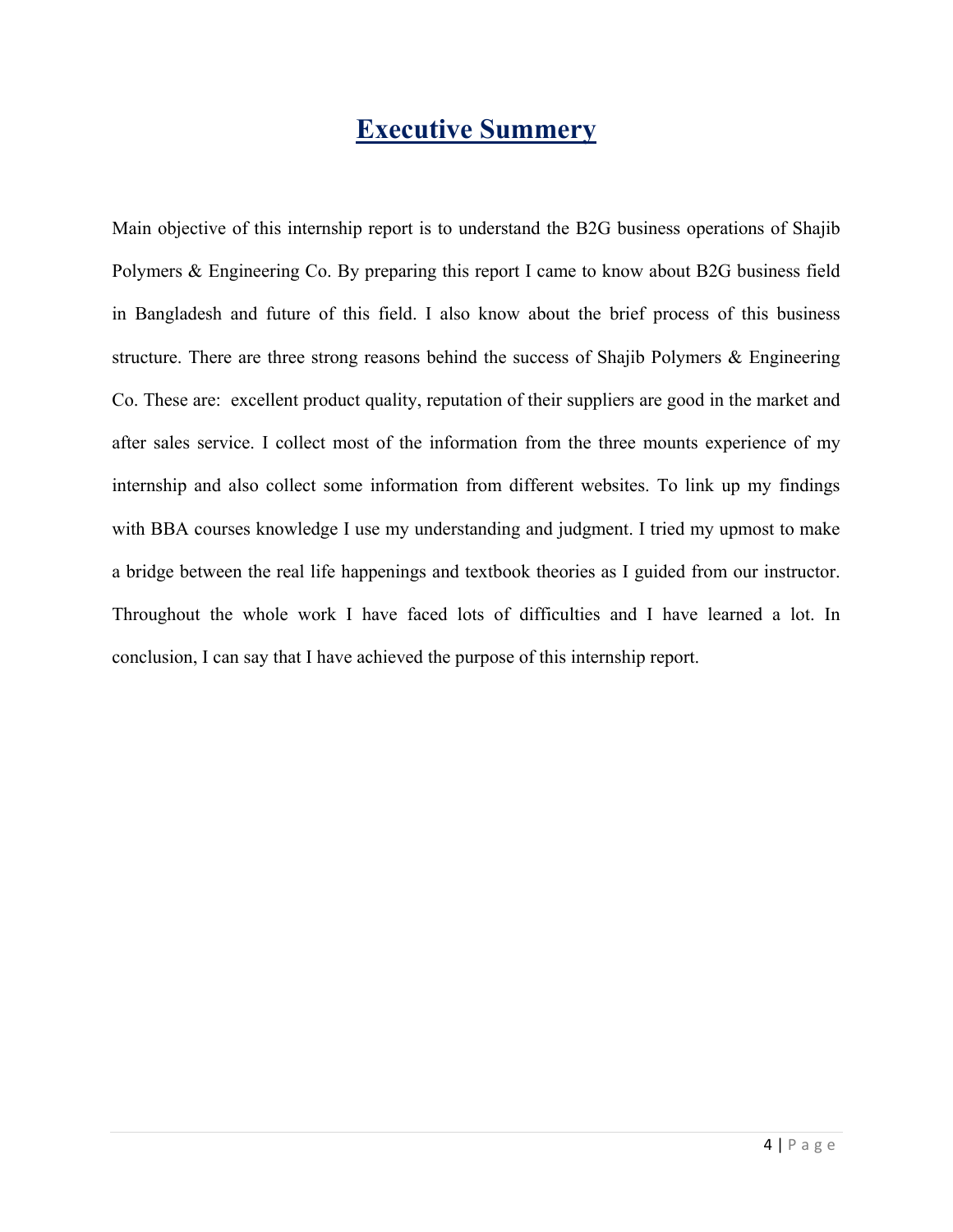# Executive Summery

Main objective of this internship report is to understand the B2G business operations of Shajib Polymers & Engineering Co. By preparing this report I came to know about B2G business field in Bangladesh and future of this field. I also know about the brief process of this business structure. There are three strong reasons behind the success of Shajib Polymers & Engineering Co. These are: excellent product quality, reputation of their suppliers are good in the market and after sales service. I collect most of the information from the three mounts experience of my internship and also collect some information from different websites. To link up my findings with BBA courses knowledge I use my understanding and judgment. I tried my upmost to make a bridge between the real life happenings and textbook theories as I guided from our instructor. Throughout the whole work I have faced lots of difficulties and I have learned a lot. In conclusion, I can say that I have achieved the purpose of this internship report.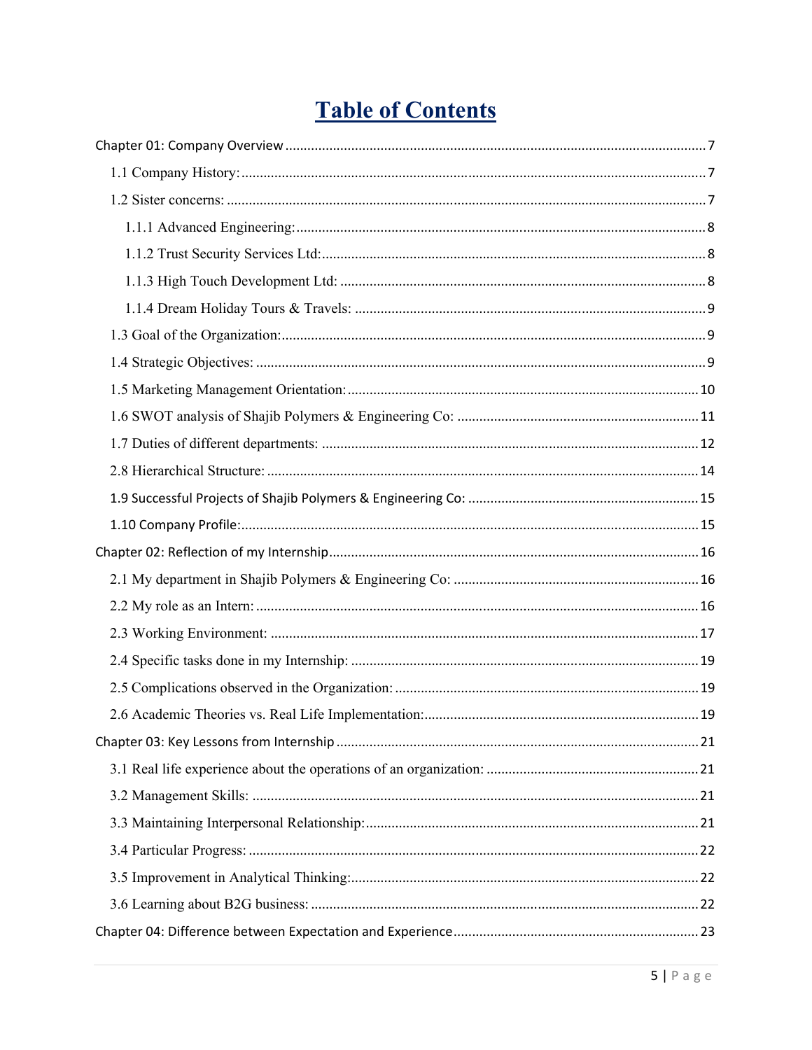# Table of Contents

Chapter 01: Company Overview .......... 7

- 1.1 Company History: .......... 7
- 1.2 Sister concerns: .......... 7
  - 1.1.1 Advanced Engineering: .......... 8
  - 1.1.2 Trust Security Services Ltd: .......... 8
  - 1.1.3 High Touch Development Ltd: .......... 8
  - 1.1.4 Dream Holiday Tours & Travels: .......... 9
- 1.3 Goal of the Organization: .......... 9
- 1.4 Strategic Objectives: .......... 9
- 1.5 Marketing Management Orientation: .......... 10
- 1.6 SWOT analysis of Shajib Polymers & Engineering Co: .......... 11
- 1.7 Duties of different departments: .......... 12
- 2.8 Hierarchical Structure: .......... 14
- 1.9 Successful Projects of Shajib Polymers & Engineering Co: .......... 15
- 1.10 Company Profile: .......... 15

Chapter 02: Reflection of my Internship .......... 16

- 2.1 My department in Shajib Polymers & Engineering Co: .......... 16
- 2.2 My role as an Intern: .......... 16
- 2.3 Working Environment: .......... 17
- 2.4 Specific tasks done in my Internship: .......... 19
- 2.5 Complications observed in the Organization: .......... 19
- 2.6 Academic Theories vs. Real Life Implementation: .......... 19

Chapter 03: Key Lessons from Internship .......... 21

- 3.1 Real life experience about the operations of an organization: .......... 21
- 3.2 Management Skills: .......... 21
- 3.3 Maintaining Interpersonal Relationship: .......... 21
- 3.4 Particular Progress: .......... 22
- 3.5 Improvement in Analytical Thinking: .......... 22
- 3.6 Learning about B2G business: .......... 22

Chapter 04: Difference between Expectation and Experience .......... 23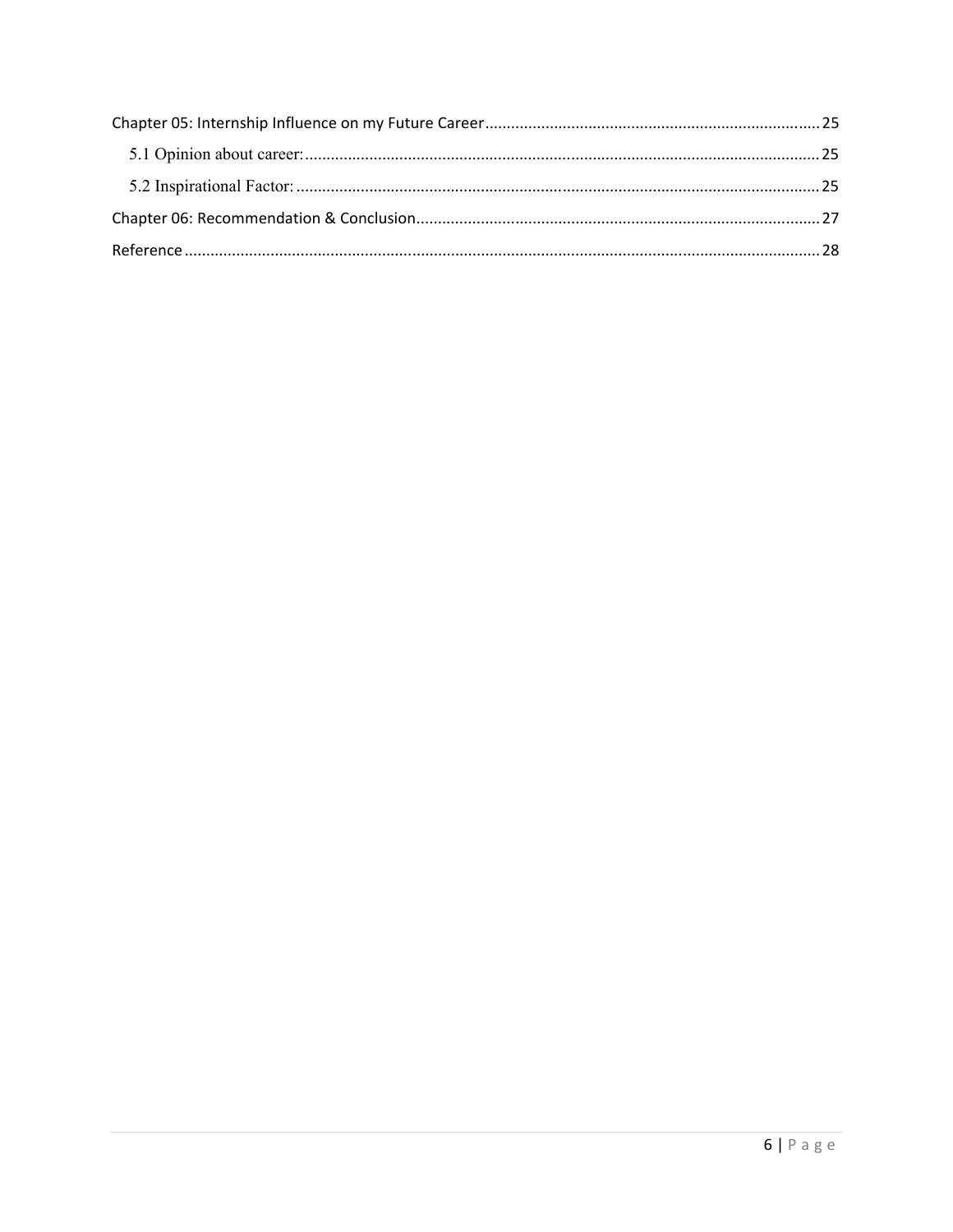Chapter 05: Internship Influence on my Future Career ........ 25

- 5.1 Opinion about career: ........ 25
- 5.2 Inspirational Factor: ........ 25

Chapter 06: Recommendation & Conclusion ........ 27

Reference ........ 28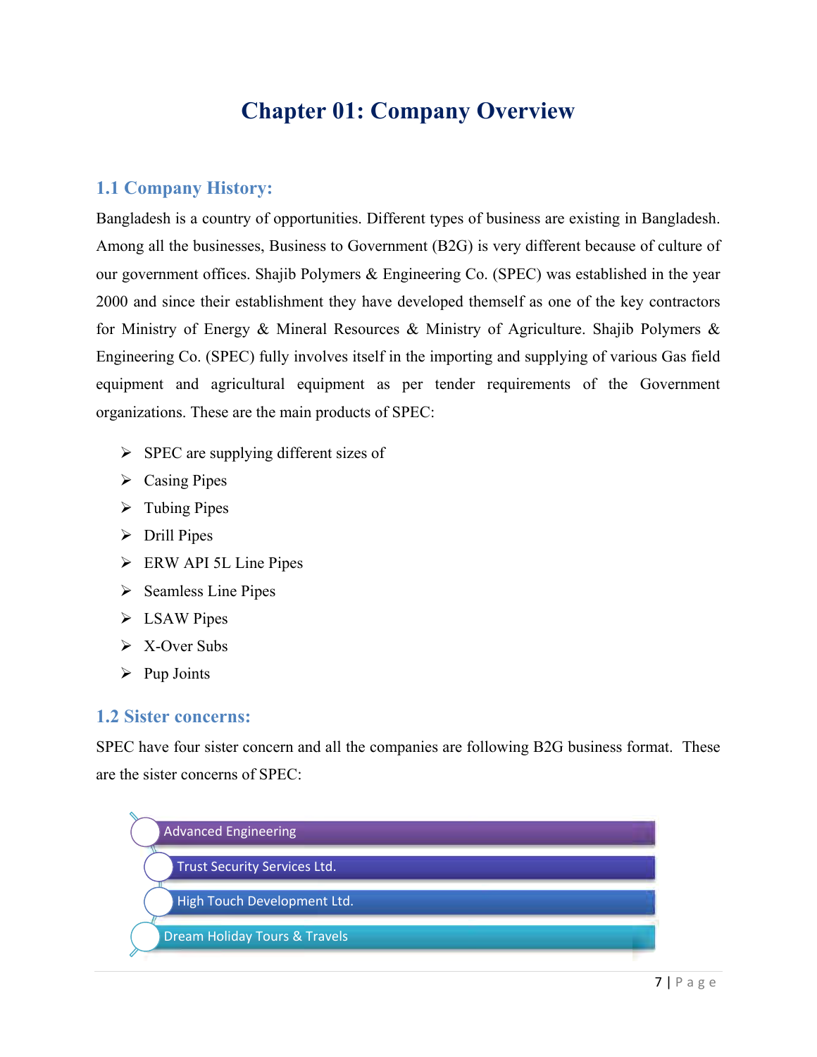# Chapter 01: Company Overview

## 1.1 Company History:

Bangladesh is a country of opportunities. Different types of business are existing in Bangladesh. Among all the businesses, Business to Government (B2G) is very different because of culture of our government offices. Shajib Polymers & Engineering Co. (SPEC) was established in the year 2000 and since their establishment they have developed themself as one of the key contractors for Ministry of Energy & Mineral Resources & Ministry of Agriculture. Shajib Polymers & Engineering Co. (SPEC) fully involves itself in the importing and supplying of various Gas field equipment and agricultural equipment as per tender requirements of the Government organizations. These are the main products of SPEC:

- SPEC are supplying different sizes of
- Casing Pipes
- Tubing Pipes
- Drill Pipes
- ERW API 5L Line Pipes
- Seamless Line Pipes
- LSAW Pipes
- X-Over Subs
- Pup Joints

## 1.2 Sister concerns:

SPEC have four sister concern and all the companies are following B2G business format. These are the sister concerns of SPEC:

- Advanced Engineering
- Trust Security Services Ltd.
- High Touch Development Ltd.
- Dream Holiday Tours & Travels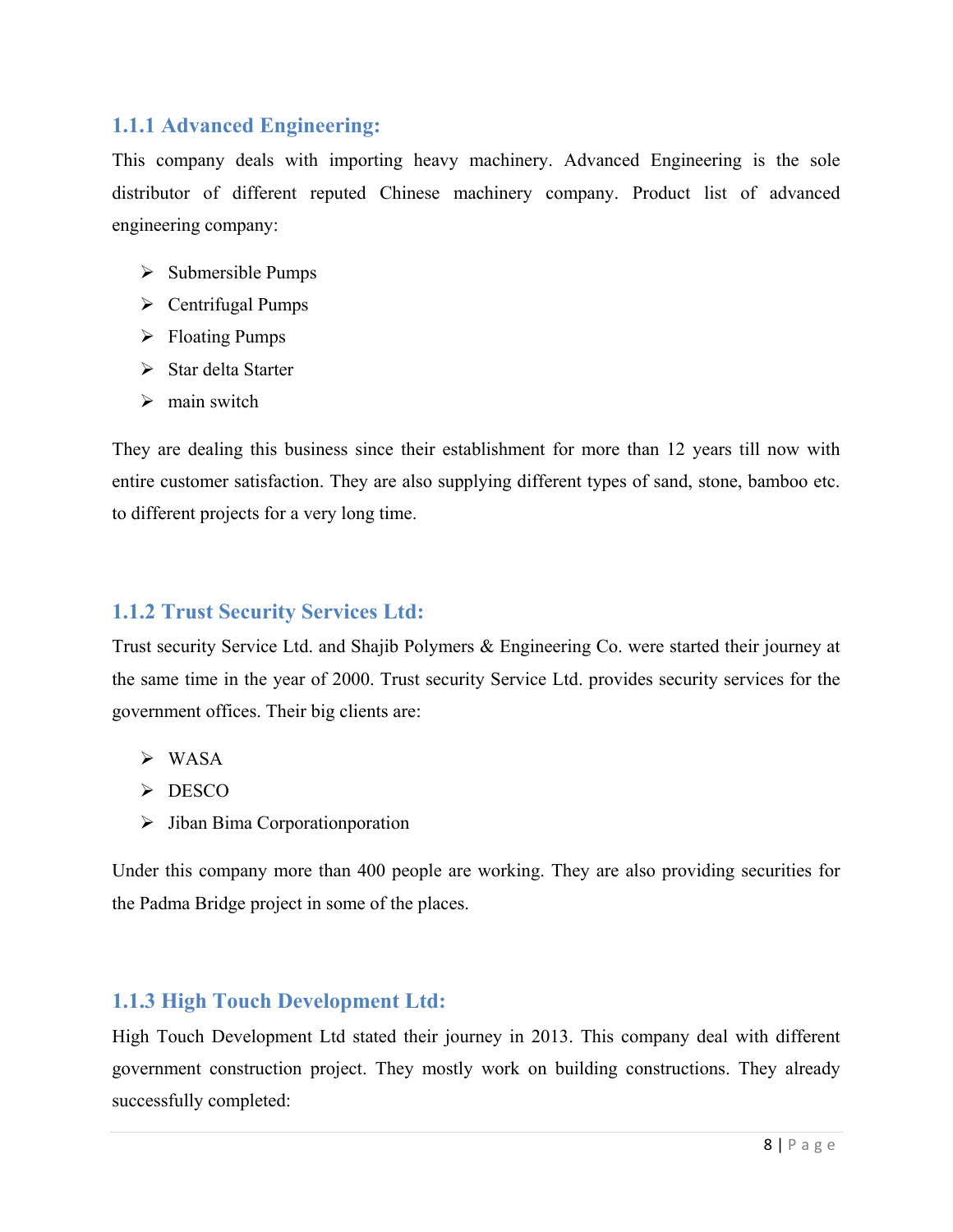### 1.1.1 Advanced Engineering:

This company deals with importing heavy machinery. Advanced Engineering is the sole distributor of different reputed Chinese machinery company. Product list of advanced engineering company:

- Submersible Pumps
- Centrifugal Pumps
- Floating Pumps
- Star delta Starter
- main switch

They are dealing this business since their establishment for more than 12 years till now with entire customer satisfaction. They are also supplying different types of sand, stone, bamboo etc. to different projects for a very long time.

### 1.1.2 Trust Security Services Ltd:

Trust security Service Ltd. and Shajib Polymers & Engineering Co. were started their journey at the same time in the year of 2000. Trust security Service Ltd. provides security services for the government offices. Their big clients are:

- WASA
- DESCO
- Jiban Bima Corporationporation

Under this company more than 400 people are working. They are also providing securities for the Padma Bridge project in some of the places.

### 1.1.3 High Touch Development Ltd:

High Touch Development Ltd stated their journey in 2013. This company deal with different government construction project. They mostly work on building constructions. They already successfully completed: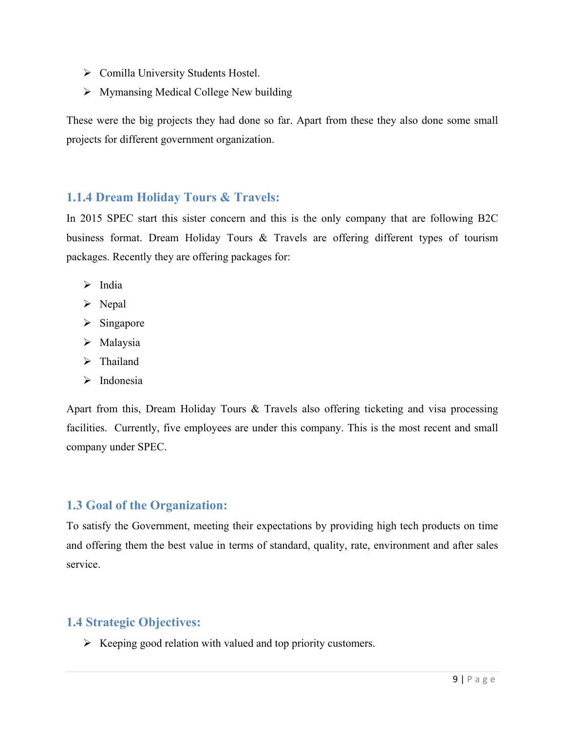- Comilla University Students Hostel.
- Mymansing Medical College New building

These were the big projects they had done so far. Apart from these they also done some small projects for different government organization.

### 1.1.4 Dream Holiday Tours & Travels:

In 2015 SPEC start this sister concern and this is the only company that are following B2C business format. Dream Holiday Tours & Travels are offering different types of tourism packages. Recently they are offering packages for:

- India
- Nepal
- Singapore
- Malaysia
- Thailand
- Indonesia

Apart from this, Dream Holiday Tours & Travels also offering ticketing and visa processing facilities. Currently, five employees are under this company. This is the most recent and small company under SPEC.

## 1.3 Goal of the Organization:

To satisfy the Government, meeting their expectations by providing high tech products on time and offering them the best value in terms of standard, quality, rate, environment and after sales service.

## 1.4 Strategic Objectives:

- Keeping good relation with valued and top priority customers.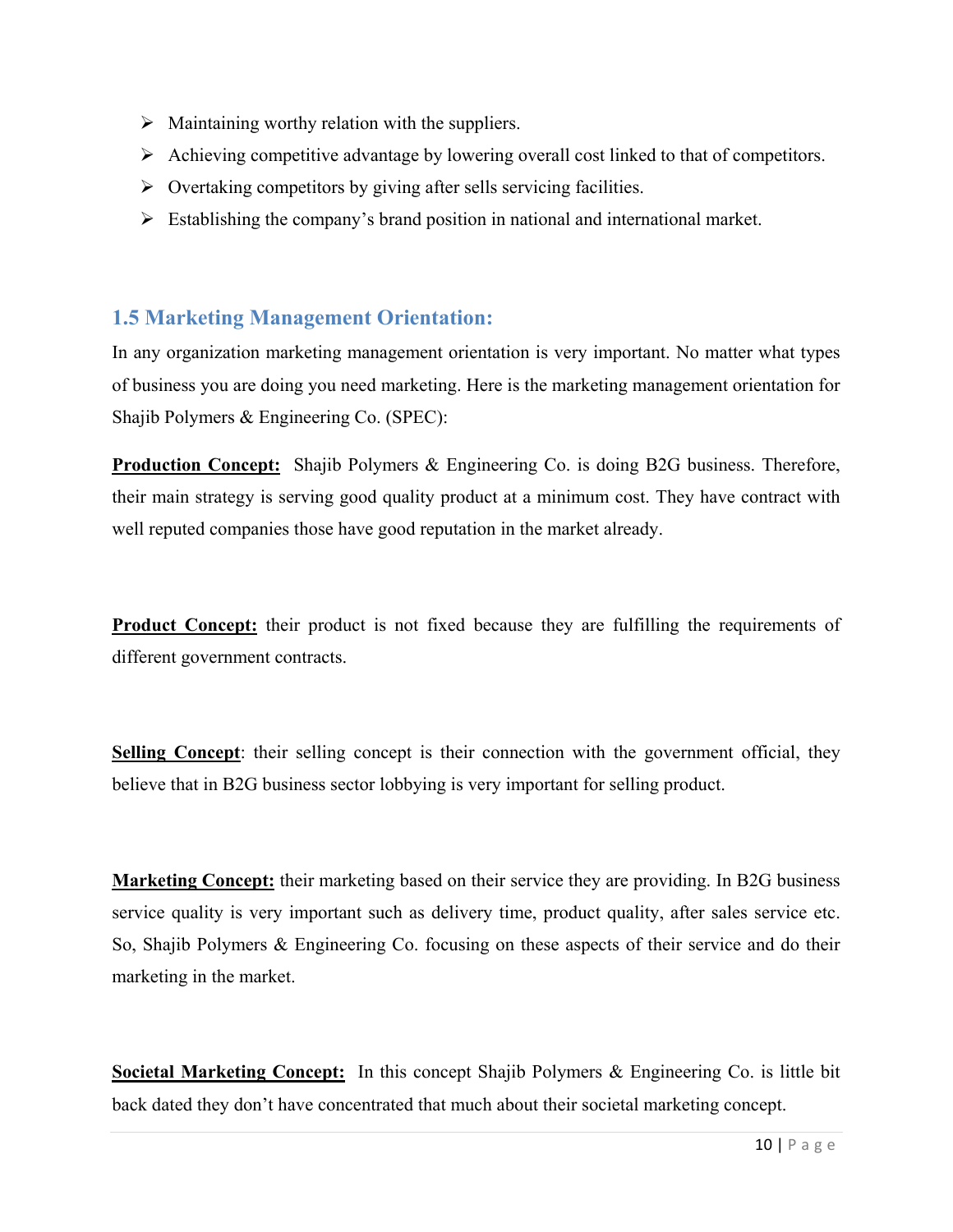- Maintaining worthy relation with the suppliers.
- Achieving competitive advantage by lowering overall cost linked to that of competitors.
- Overtaking competitors by giving after sells servicing facilities.
- Establishing the company's brand position in national and international market.

## 1.5 Marketing Management Orientation:

In any organization marketing management orientation is very important. No matter what types of business you are doing you need marketing. Here is the marketing management orientation for Shajib Polymers & Engineering Co. (SPEC):

**Production Concept:** Shajib Polymers & Engineering Co. is doing B2G business. Therefore, their main strategy is serving good quality product at a minimum cost. They have contract with well reputed companies those have good reputation in the market already.

**Product Concept:** their product is not fixed because they are fulfilling the requirements of different government contracts.

**Selling Concept**: their selling concept is their connection with the government official, they believe that in B2G business sector lobbying is very important for selling product.

**Marketing Concept:** their marketing based on their service they are providing. In B2G business service quality is very important such as delivery time, product quality, after sales service etc. So, Shajib Polymers & Engineering Co. focusing on these aspects of their service and do their marketing in the market.

**Societal Marketing Concept:** In this concept Shajib Polymers & Engineering Co. is little bit back dated they don't have concentrated that much about their societal marketing concept.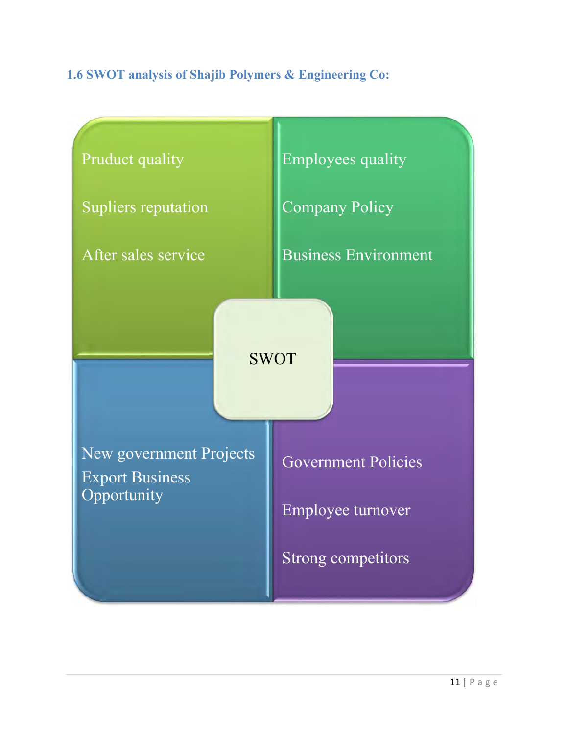### 1.6 SWOT analysis of Shajib Polymers & Engineering Co:

| | |
|---|---|
| Pruduct quality<br>Supliers reputation<br>After sales service | Employees quality<br>Company Policy<br>Business Environment |
| New government Projects<br>Export Business Opportunity | Government Policies<br>Employee turnover<br>Strong competitors |

SWOT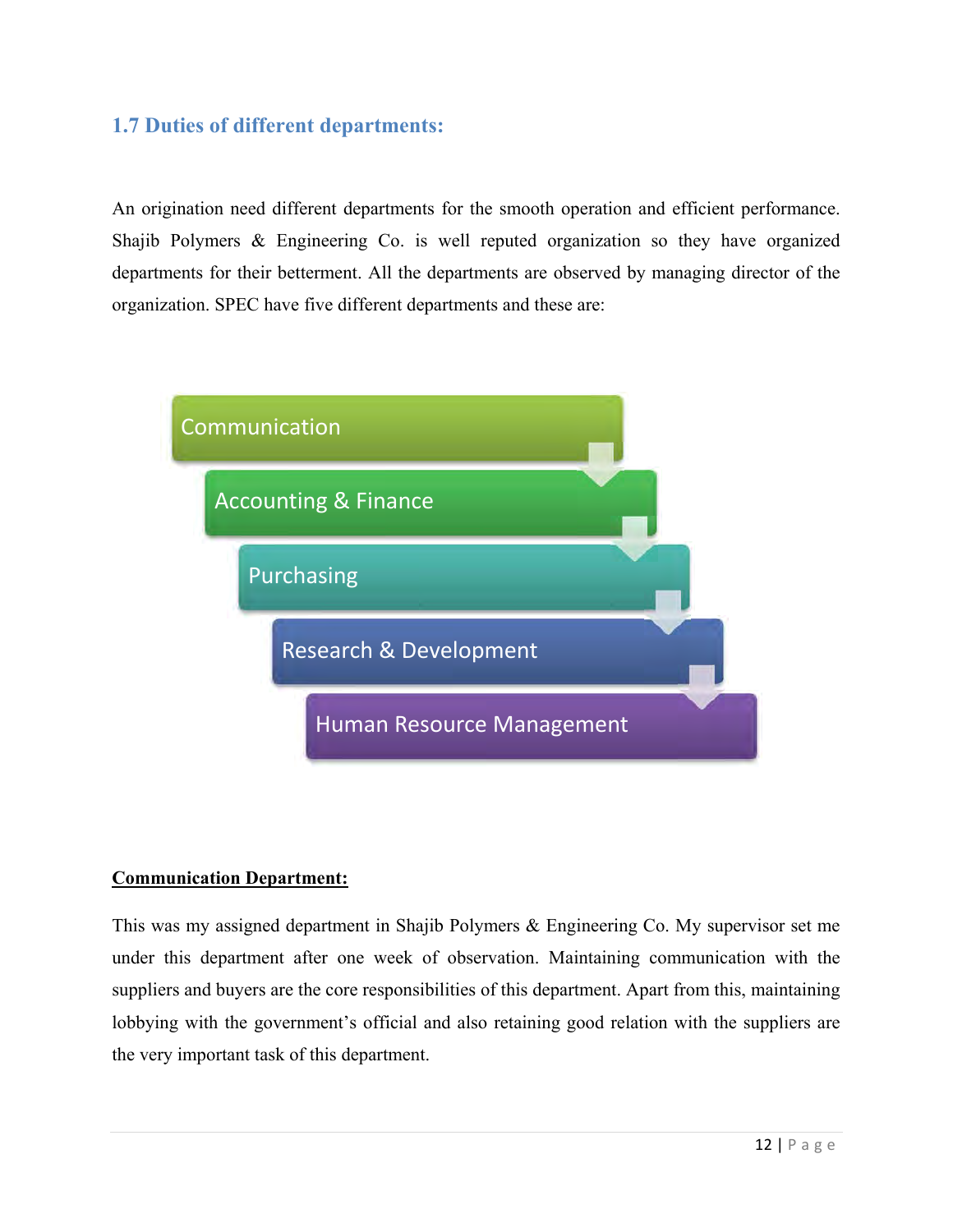## 1.7 Duties of different departments:

An origination need different departments for the smooth operation and efficient performance. Shajib Polymers & Engineering Co. is well reputed organization so they have organized departments for their betterment. All the departments are observed by managing director of the organization. SPEC have five different departments and these are:

- Communication
- Accounting & Finance
- Purchasing
- Research & Development
- Human Resource Management

**Communication Department:**

This was my assigned department in Shajib Polymers & Engineering Co. My supervisor set me under this department after one week of observation. Maintaining communication with the suppliers and buyers are the core responsibilities of this department. Apart from this, maintaining lobbying with the government's official and also retaining good relation with the suppliers are the very important task of this department.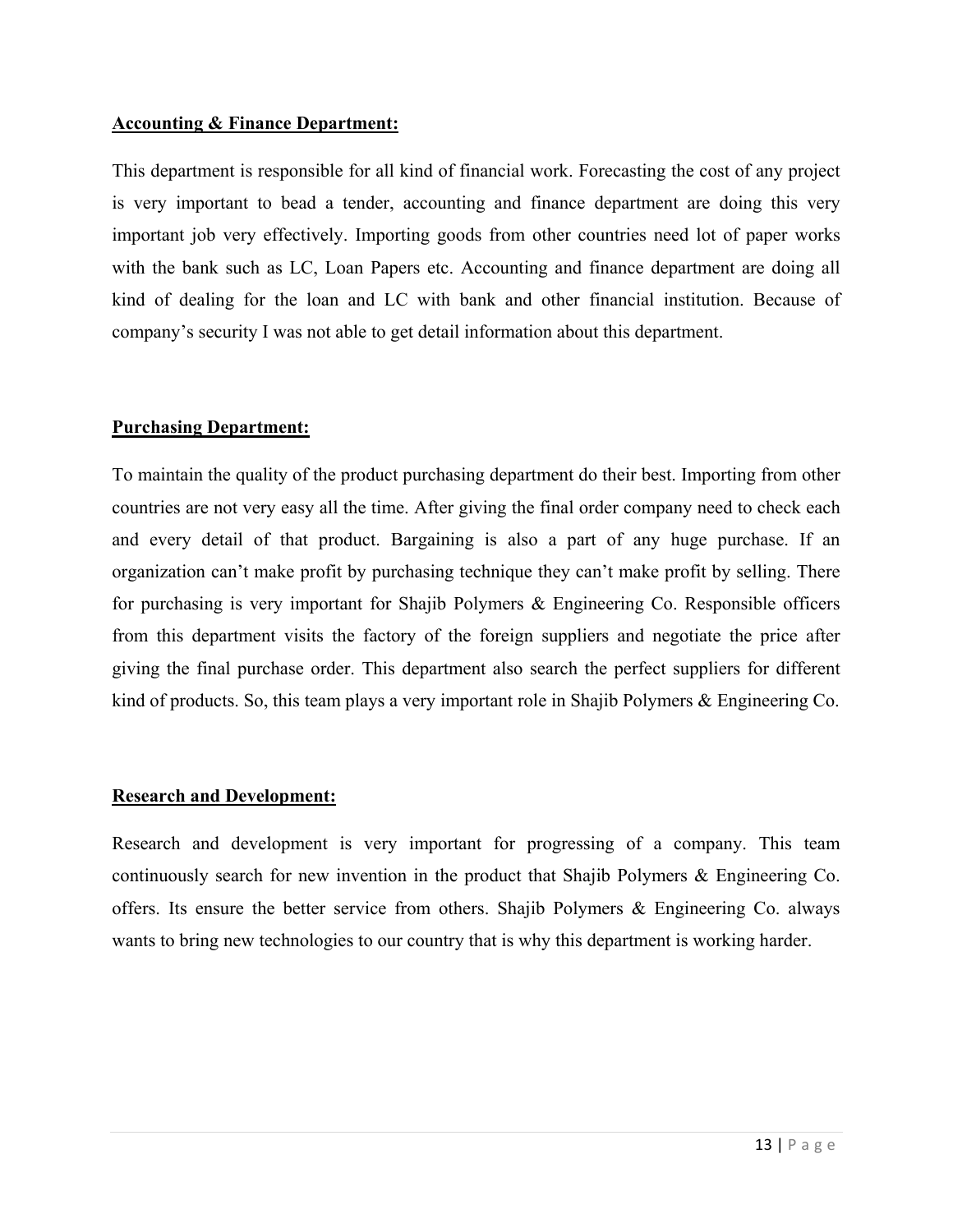**Accounting & Finance Department:**

This department is responsible for all kind of financial work. Forecasting the cost of any project is very important to bead a tender, accounting and finance department are doing this very important job very effectively. Importing goods from other countries need lot of paper works with the bank such as LC, Loan Papers etc. Accounting and finance department are doing all kind of dealing for the loan and LC with bank and other financial institution. Because of company's security I was not able to get detail information about this department.

**Purchasing Department:**

To maintain the quality of the product purchasing department do their best. Importing from other countries are not very easy all the time. After giving the final order company need to check each and every detail of that product. Bargaining is also a part of any huge purchase. If an organization can't make profit by purchasing technique they can't make profit by selling. There for purchasing is very important for Shajib Polymers & Engineering Co. Responsible officers from this department visits the factory of the foreign suppliers and negotiate the price after giving the final purchase order. This department also search the perfect suppliers for different kind of products. So, this team plays a very important role in Shajib Polymers & Engineering Co.

**Research and Development:**

Research and development is very important for progressing of a company. This team continuously search for new invention in the product that Shajib Polymers & Engineering Co. offers. Its ensure the better service from others. Shajib Polymers & Engineering Co. always wants to bring new technologies to our country that is why this department is working harder.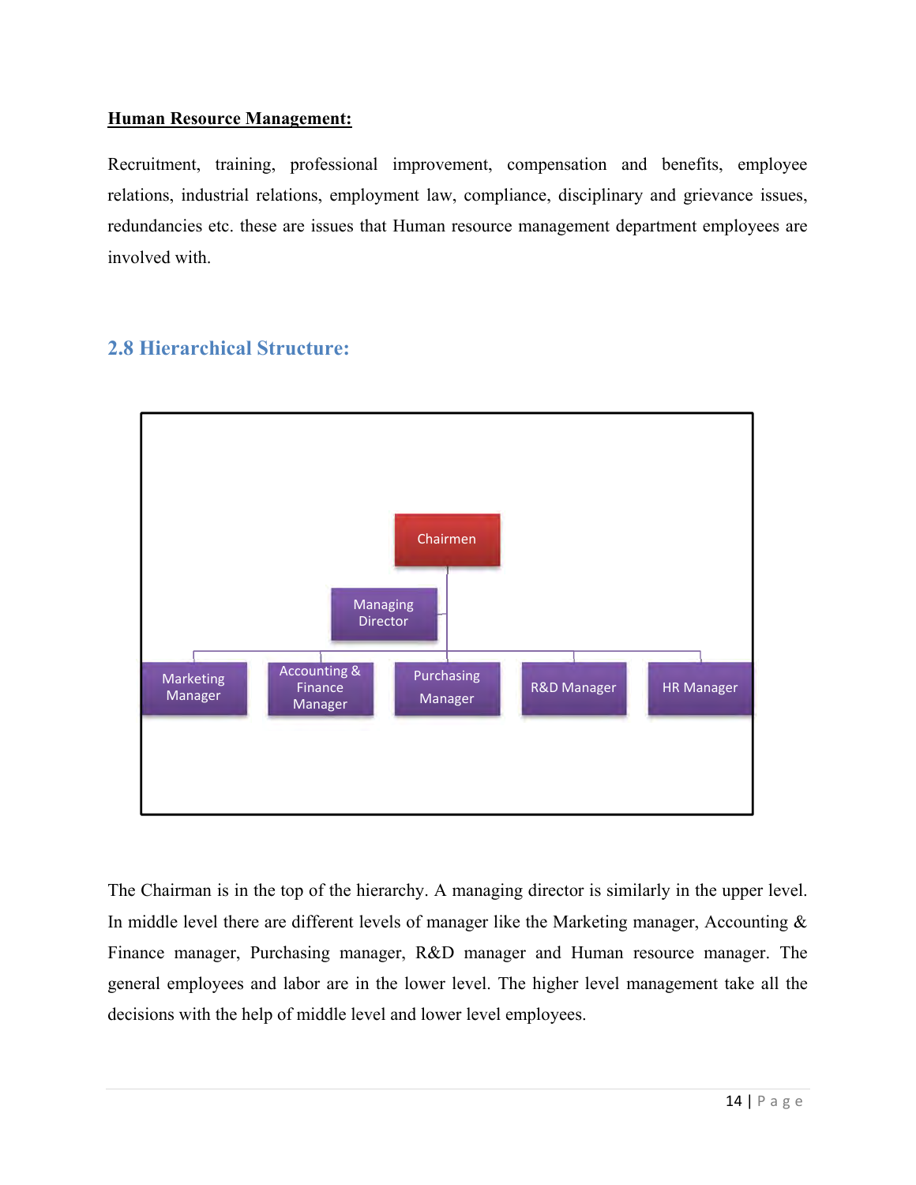**Human Resource Management:**

Recruitment, training, professional improvement, compensation and benefits, employee relations, industrial relations, employment law, compliance, disciplinary and grievance issues, redundancies etc. these are issues that Human resource management department employees are involved with.

## 2.8 Hierarchical Structure:

Chairmen

Managing Director

Marketing Manager | Accounting & Finance Manager | Purchasing Manager | R&D Manager | HR Manager

The Chairman is in the top of the hierarchy. A managing director is similarly in the upper level. In middle level there are different levels of manager like the Marketing manager, Accounting & Finance manager, Purchasing manager, R&D manager and Human resource manager. The general employees and labor are in the lower level. The higher level management take all the decisions with the help of middle level and lower level employees.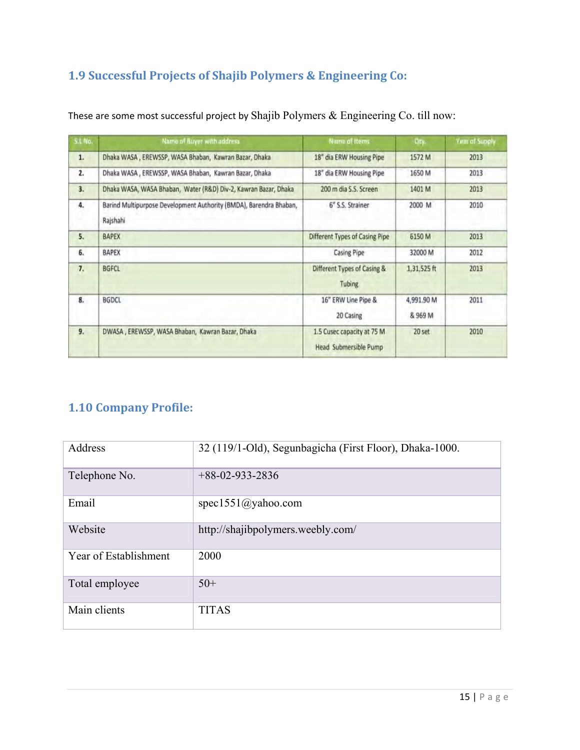## 1.9 Successful Projects of Shajib Polymers & Engineering Co:

These are some most successful project by Shajib Polymers & Engineering Co. till now:

| S.L No. | Name of Buyer with address | Name of Items | Qty. | Year of Supply |
|---|---|---|---|---|
| 1. | Dhaka WASA , EREWSSP, WASA Bhaban, Kawran Bazar, Dhaka | 18" dia ERW Housing Pipe | 1572 M | 2013 |
| 2. | Dhaka WASA , EREWSSP, WASA Bhaban, Kawran Bazar, Dhaka | 18" dia ERW Housing Pipe | 1650 M | 2013 |
| 3. | Dhaka WASA, WASA Bhaban, Water (R&D) Div-2, Kawran Bazar, Dhaka | 200 m dia S.S. Screen | 1401 M | 2013 |
| 4. | Barind Multipurpose Development Authority (BMDA), Barendra Bhaban, Rajshahi | 6" S.S. Strainer | 2000 M | 2010 |
| 5. | BAPEX | Different Types of Casing Pipe | 6150 M | 2013 |
| 6. | BAPEX | Casing Pipe | 32000 M | 2012 |
| 7. | BGFCL | Different Types of Casing & Tubing | 1,31,525 ft | 2013 |
| 8. | BGDCL | 16" ERW Line Pipe & 20 Casing | 4,991.90 M & 969 M | 2011 |
| 9. | DWASA , EREWSSP, WASA Bhaban, Kawran Bazar, Dhaka | 1.5 Cusec capacity at 75 M Head Submersible Pump | 20 set | 2010 |

## 1.10 Company Profile:

| | |
|---|---|
| Address | 32 (119/1-Old), Segunbagicha (First Floor), Dhaka-1000. |
| Telephone No. | +88-02-933-2836 |
| Email | spec1551@yahoo.com |
| Website | http://shajibpolymers.weebly.com/ |
| Year of Establishment | 2000 |
| Total employee | 50+ |
| Main clients | TITAS |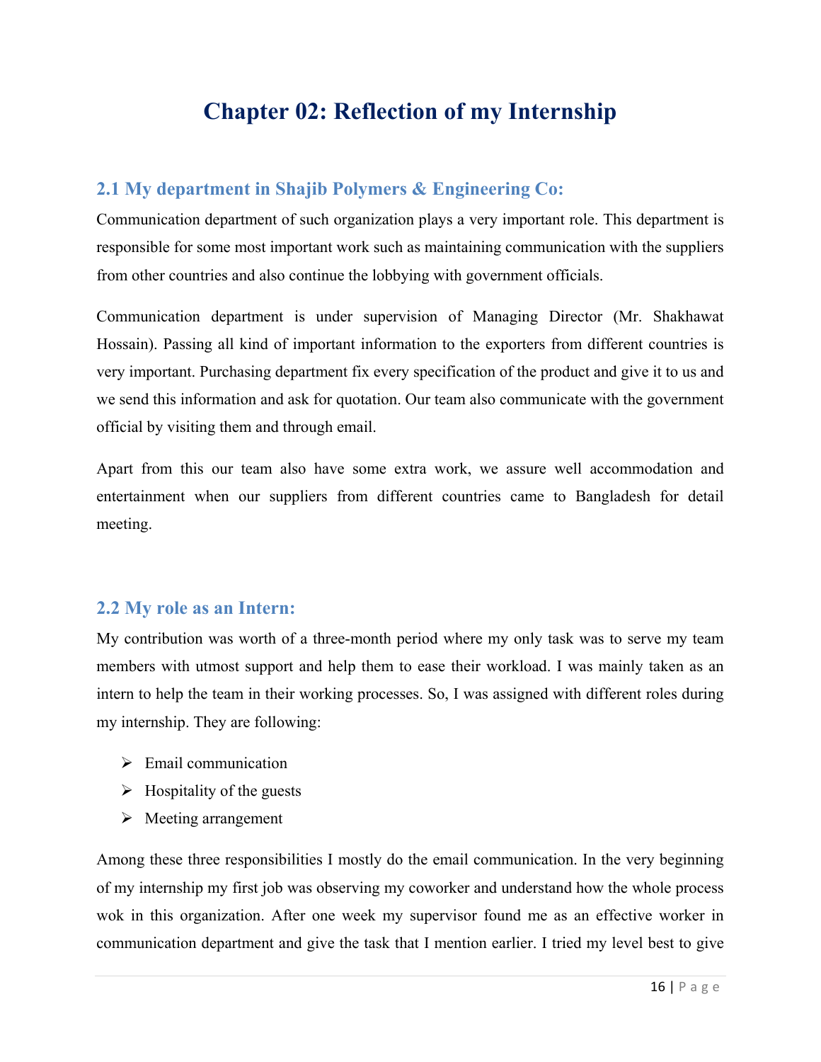# Chapter 02: Reflection of my Internship

## 2.1 My department in Shajib Polymers & Engineering Co:

Communication department of such organization plays a very important role. This department is responsible for some most important work such as maintaining communication with the suppliers from other countries and also continue the lobbying with government officials.

Communication department is under supervision of Managing Director (Mr. Shakhawat Hossain). Passing all kind of important information to the exporters from different countries is very important. Purchasing department fix every specification of the product and give it to us and we send this information and ask for quotation. Our team also communicate with the government official by visiting them and through email.

Apart from this our team also have some extra work, we assure well accommodation and entertainment when our suppliers from different countries came to Bangladesh for detail meeting.

## 2.2 My role as an Intern:

My contribution was worth of a three-month period where my only task was to serve my team members with utmost support and help them to ease their workload. I was mainly taken as an intern to help the team in their working processes. So, I was assigned with different roles during my internship. They are following:

- Email communication
- Hospitality of the guests
- Meeting arrangement

Among these three responsibilities I mostly do the email communication. In the very beginning of my internship my first job was observing my coworker and understand how the whole process wok in this organization. After one week my supervisor found me as an effective worker in communication department and give the task that I mention earlier. I tried my level best to give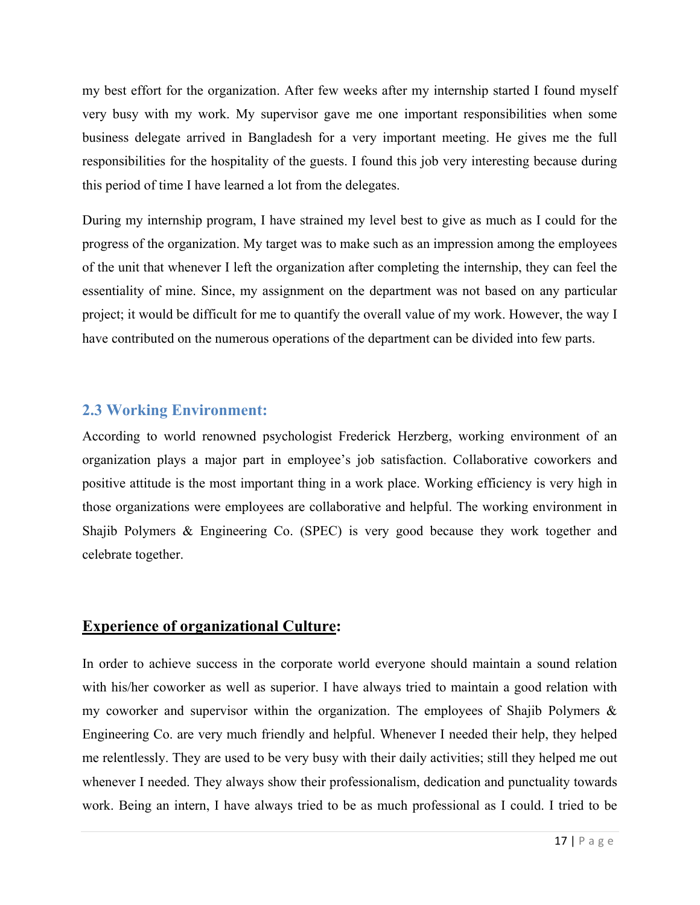my best effort for the organization. After few weeks after my internship started I found myself very busy with my work. My supervisor gave me one important responsibilities when some business delegate arrived in Bangladesh for a very important meeting. He gives me the full responsibilities for the hospitality of the guests. I found this job very interesting because during this period of time I have learned a lot from the delegates.

During my internship program, I have strained my level best to give as much as I could for the progress of the organization. My target was to make such as an impression among the employees of the unit that whenever I left the organization after completing the internship, they can feel the essentiality of mine. Since, my assignment on the department was not based on any particular project; it would be difficult for me to quantify the overall value of my work. However, the way I have contributed on the numerous operations of the department can be divided into few parts.

## 2.3 Working Environment:

According to world renowned psychologist Frederick Herzberg, working environment of an organization plays a major part in employee's job satisfaction. Collaborative coworkers and positive attitude is the most important thing in a work place. Working efficiency is very high in those organizations were employees are collaborative and helpful. The working environment in Shajib Polymers & Engineering Co. (SPEC) is very good because they work together and celebrate together.

## Experience of organizational Culture:

In order to achieve success in the corporate world everyone should maintain a sound relation with his/her coworker as well as superior. I have always tried to maintain a good relation with my coworker and supervisor within the organization. The employees of Shajib Polymers & Engineering Co. are very much friendly and helpful. Whenever I needed their help, they helped me relentlessly. They are used to be very busy with their daily activities; still they helped me out whenever I needed. They always show their professionalism, dedication and punctuality towards work. Being an intern, I have always tried to be as much professional as I could. I tried to be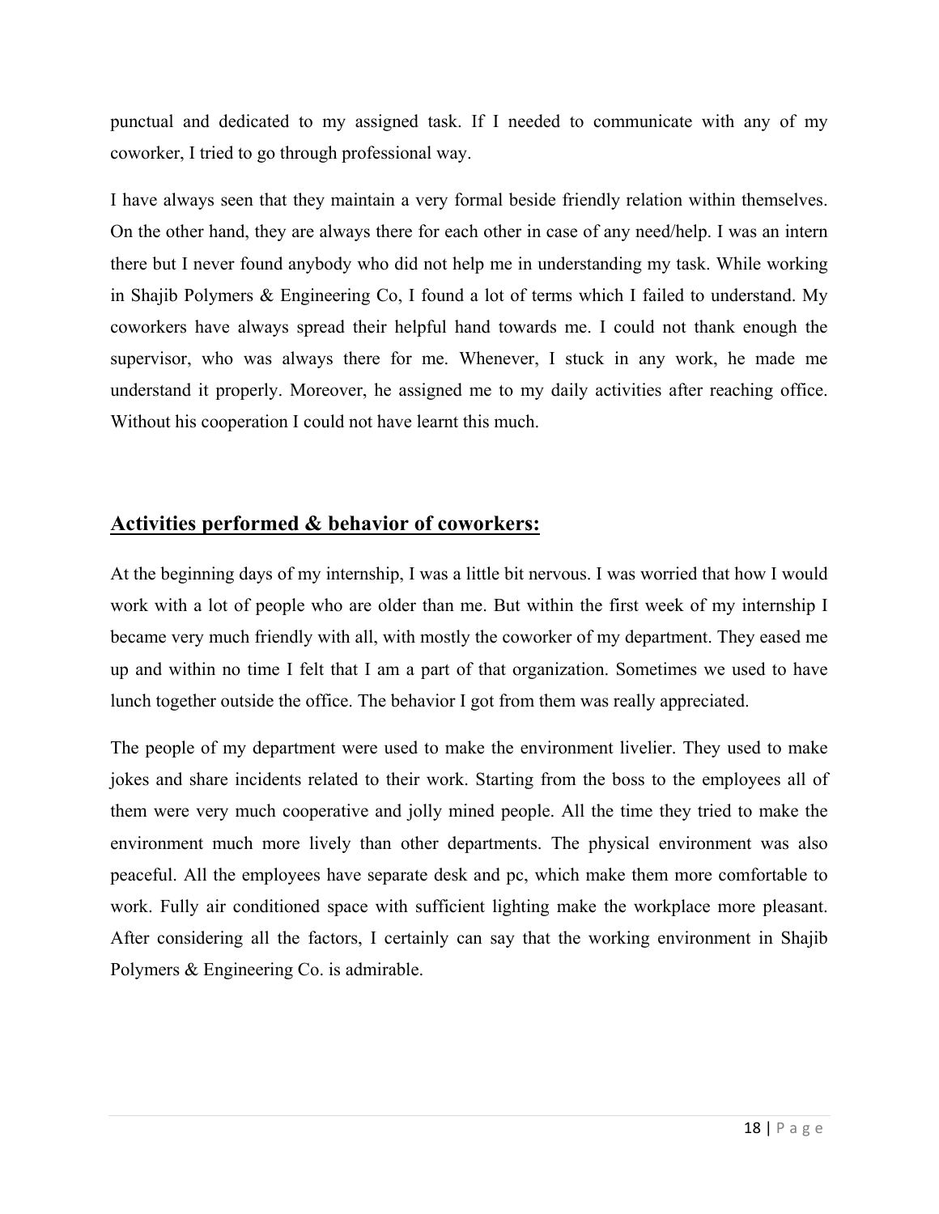punctual and dedicated to my assigned task. If I needed to communicate with any of my coworker, I tried to go through professional way.

I have always seen that they maintain a very formal beside friendly relation within themselves. On the other hand, they are always there for each other in case of any need/help. I was an intern there but I never found anybody who did not help me in understanding my task. While working in Shajib Polymers & Engineering Co, I found a lot of terms which I failed to understand. My coworkers have always spread their helpful hand towards me. I could not thank enough the supervisor, who was always there for me. Whenever, I stuck in any work, he made me understand it properly. Moreover, he assigned me to my daily activities after reaching office. Without his cooperation I could not have learnt this much.

## Activities performed & behavior of coworkers:

At the beginning days of my internship, I was a little bit nervous. I was worried that how I would work with a lot of people who are older than me. But within the first week of my internship I became very much friendly with all, with mostly the coworker of my department. They eased me up and within no time I felt that I am a part of that organization. Sometimes we used to have lunch together outside the office. The behavior I got from them was really appreciated.

The people of my department were used to make the environment livelier. They used to make jokes and share incidents related to their work. Starting from the boss to the employees all of them were very much cooperative and jolly mined people. All the time they tried to make the environment much more lively than other departments. The physical environment was also peaceful. All the employees have separate desk and pc, which make them more comfortable to work. Fully air conditioned space with sufficient lighting make the workplace more pleasant. After considering all the factors, I certainly can say that the working environment in Shajib Polymers & Engineering Co. is admirable.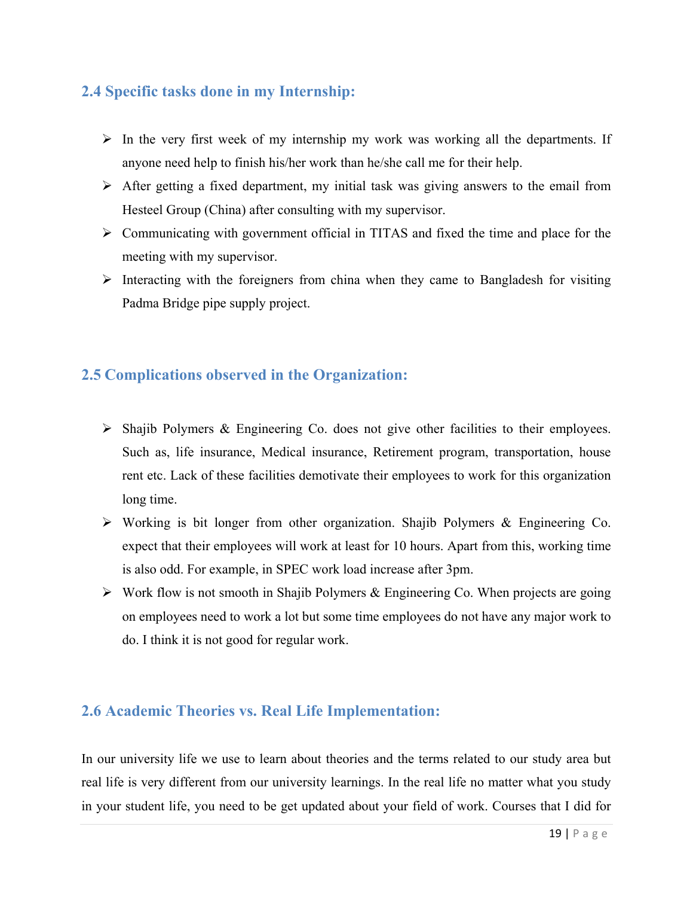## 2.4 Specific tasks done in my Internship:

- In the very first week of my internship my work was working all the departments. If anyone need help to finish his/her work than he/she call me for their help.
- After getting a fixed department, my initial task was giving answers to the email from Hesteel Group (China) after consulting with my supervisor.
- Communicating with government official in TITAS and fixed the time and place for the meeting with my supervisor.
- Interacting with the foreigners from china when they came to Bangladesh for visiting Padma Bridge pipe supply project.

## 2.5 Complications observed in the Organization:

- Shajib Polymers & Engineering Co. does not give other facilities to their employees. Such as, life insurance, Medical insurance, Retirement program, transportation, house rent etc. Lack of these facilities demotivate their employees to work for this organization long time.
- Working is bit longer from other organization. Shajib Polymers & Engineering Co. expect that their employees will work at least for 10 hours. Apart from this, working time is also odd. For example, in SPEC work load increase after 3pm.
- Work flow is not smooth in Shajib Polymers & Engineering Co. When projects are going on employees need to work a lot but some time employees do not have any major work to do. I think it is not good for regular work.

## 2.6 Academic Theories vs. Real Life Implementation:

In our university life we use to learn about theories and the terms related to our study area but real life is very different from our university learnings. In the real life no matter what you study in your student life, you need to be get updated about your field of work. Courses that I did for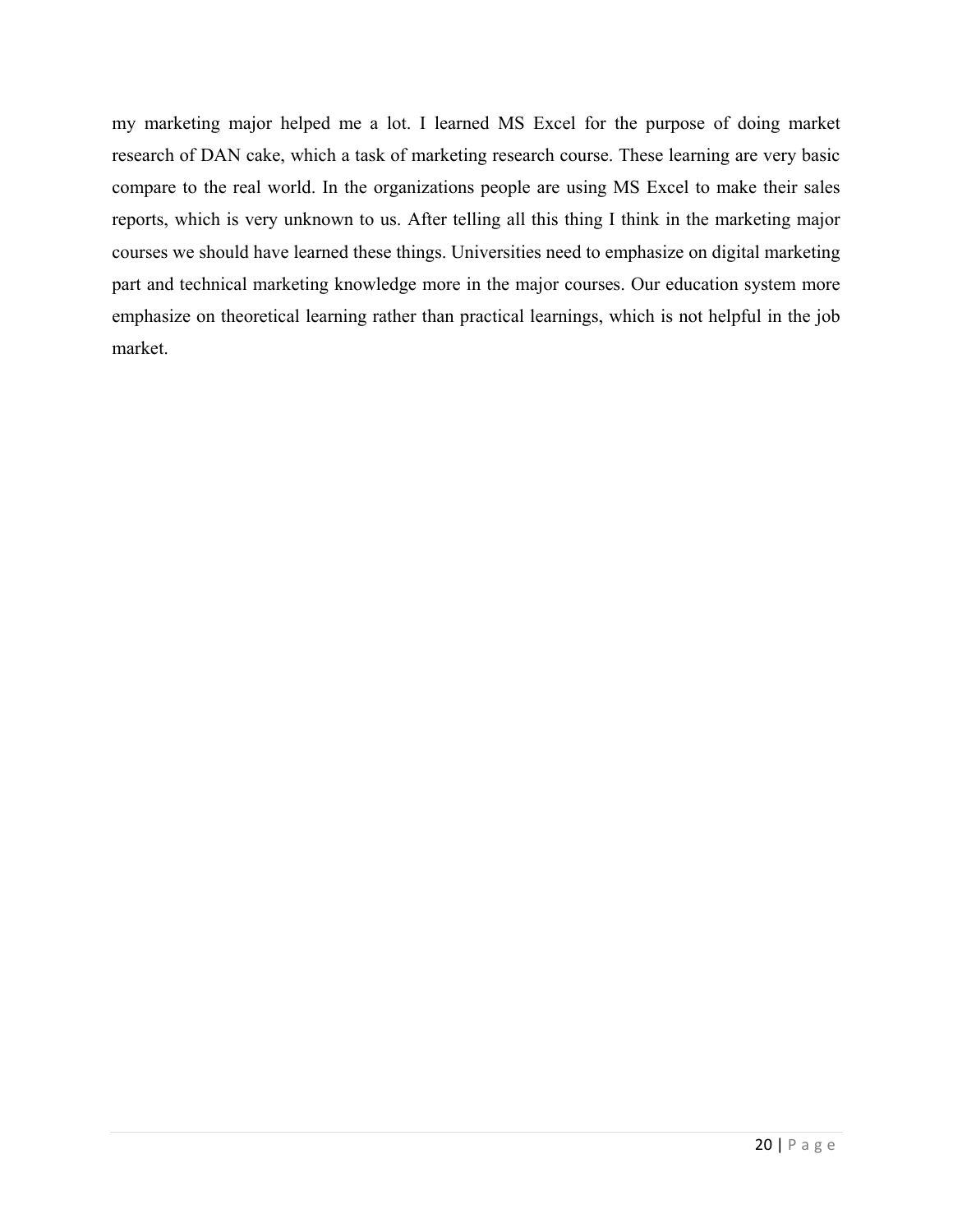my marketing major helped me a lot. I learned MS Excel for the purpose of doing market research of DAN cake, which a task of marketing research course. These learning are very basic compare to the real world. In the organizations people are using MS Excel to make their sales reports, which is very unknown to us. After telling all this thing I think in the marketing major courses we should have learned these things. Universities need to emphasize on digital marketing part and technical marketing knowledge more in the major courses. Our education system more emphasize on theoretical learning rather than practical learnings, which is not helpful in the job market.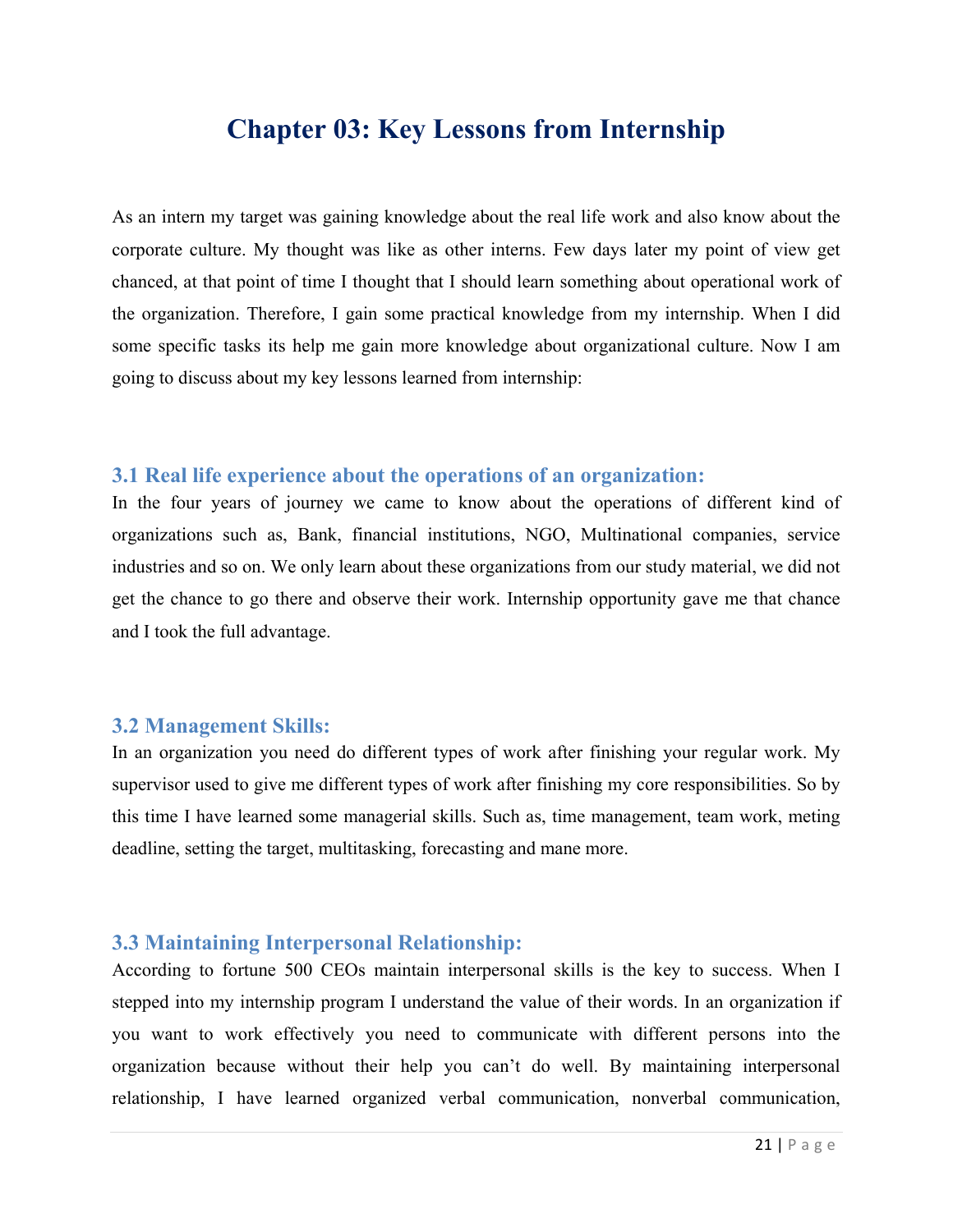# Chapter 03: Key Lessons from Internship

As an intern my target was gaining knowledge about the real life work and also know about the corporate culture. My thought was like as other interns. Few days later my point of view get chanced, at that point of time I thought that I should learn something about operational work of the organization. Therefore, I gain some practical knowledge from my internship. When I did some specific tasks its help me gain more knowledge about organizational culture. Now I am going to discuss about my key lessons learned from internship:

## 3.1 Real life experience about the operations of an organization:

In the four years of journey we came to know about the operations of different kind of organizations such as, Bank, financial institutions, NGO, Multinational companies, service industries and so on. We only learn about these organizations from our study material, we did not get the chance to go there and observe their work. Internship opportunity gave me that chance and I took the full advantage.

## 3.2 Management Skills:

In an organization you need do different types of work after finishing your regular work. My supervisor used to give me different types of work after finishing my core responsibilities. So by this time I have learned some managerial skills. Such as, time management, team work, meting deadline, setting the target, multitasking, forecasting and mane more.

## 3.3 Maintaining Interpersonal Relationship:

According to fortune 500 CEOs maintain interpersonal skills is the key to success. When I stepped into my internship program I understand the value of their words. In an organization if you want to work effectively you need to communicate with different persons into the organization because without their help you can't do well. By maintaining interpersonal relationship, I have learned organized verbal communication, nonverbal communication,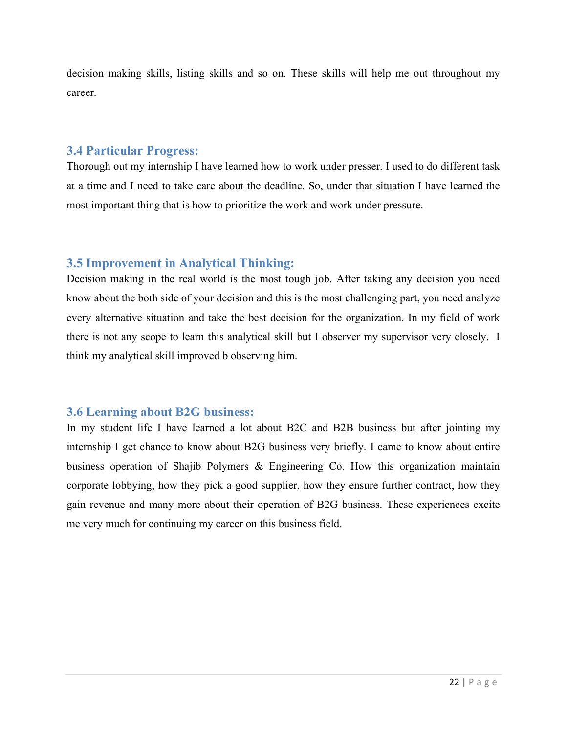decision making skills, listing skills and so on. These skills will help me out throughout my career.

### 3.4 Particular Progress:

Thorough out my internship I have learned how to work under presser. I used to do different task at a time and I need to take care about the deadline. So, under that situation I have learned the most important thing that is how to prioritize the work and work under pressure.

### 3.5 Improvement in Analytical Thinking:

Decision making in the real world is the most tough job. After taking any decision you need know about the both side of your decision and this is the most challenging part, you need analyze every alternative situation and take the best decision for the organization. In my field of work there is not any scope to learn this analytical skill but I observer my supervisor very closely. I think my analytical skill improved b observing him.

### 3.6 Learning about B2G business:

In my student life I have learned a lot about B2C and B2B business but after jointing my internship I get chance to know about B2G business very briefly. I came to know about entire business operation of Shajib Polymers & Engineering Co. How this organization maintain corporate lobbying, how they pick a good supplier, how they ensure further contract, how they gain revenue and many more about their operation of B2G business. These experiences excite me very much for continuing my career on this business field.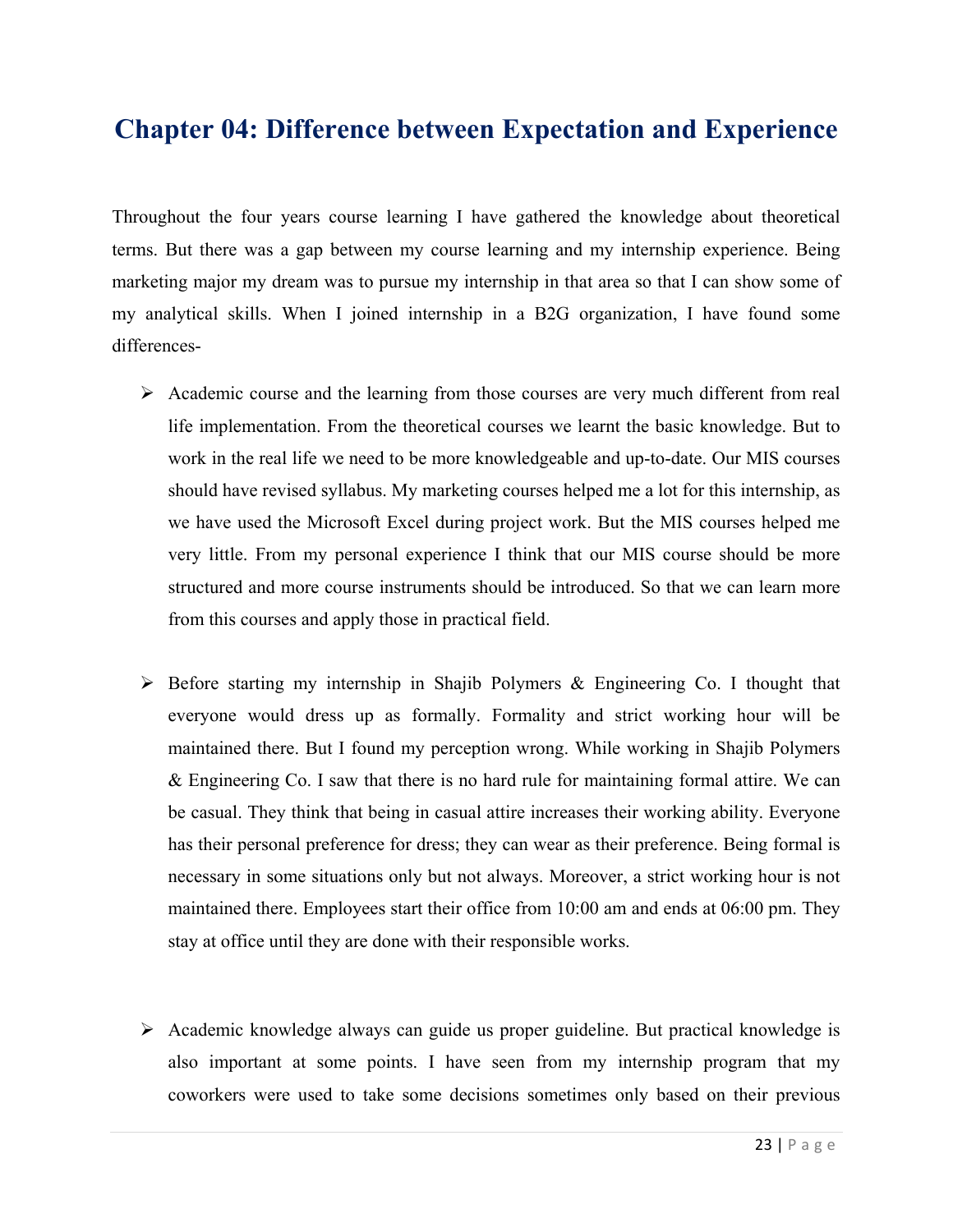# Chapter 04: Difference between Expectation and Experience

Throughout the four years course learning I have gathered the knowledge about theoretical terms. But there was a gap between my course learning and my internship experience. Being marketing major my dream was to pursue my internship in that area so that I can show some of my analytical skills. When I joined internship in a B2G organization, I have found some differences-

- Academic course and the learning from those courses are very much different from real life implementation. From the theoretical courses we learnt the basic knowledge. But to work in the real life we need to be more knowledgeable and up-to-date. Our MIS courses should have revised syllabus. My marketing courses helped me a lot for this internship, as we have used the Microsoft Excel during project work. But the MIS courses helped me very little. From my personal experience I think that our MIS course should be more structured and more course instruments should be introduced. So that we can learn more from this courses and apply those in practical field.

- Before starting my internship in Shajib Polymers & Engineering Co. I thought that everyone would dress up as formally. Formality and strict working hour will be maintained there. But I found my perception wrong. While working in Shajib Polymers & Engineering Co. I saw that there is no hard rule for maintaining formal attire. We can be casual. They think that being in casual attire increases their working ability. Everyone has their personal preference for dress; they can wear as their preference. Being formal is necessary in some situations only but not always. Moreover, a strict working hour is not maintained there. Employees start their office from 10:00 am and ends at 06:00 pm. They stay at office until they are done with their responsible works.

- Academic knowledge always can guide us proper guideline. But practical knowledge is also important at some points. I have seen from my internship program that my coworkers were used to take some decisions sometimes only based on their previous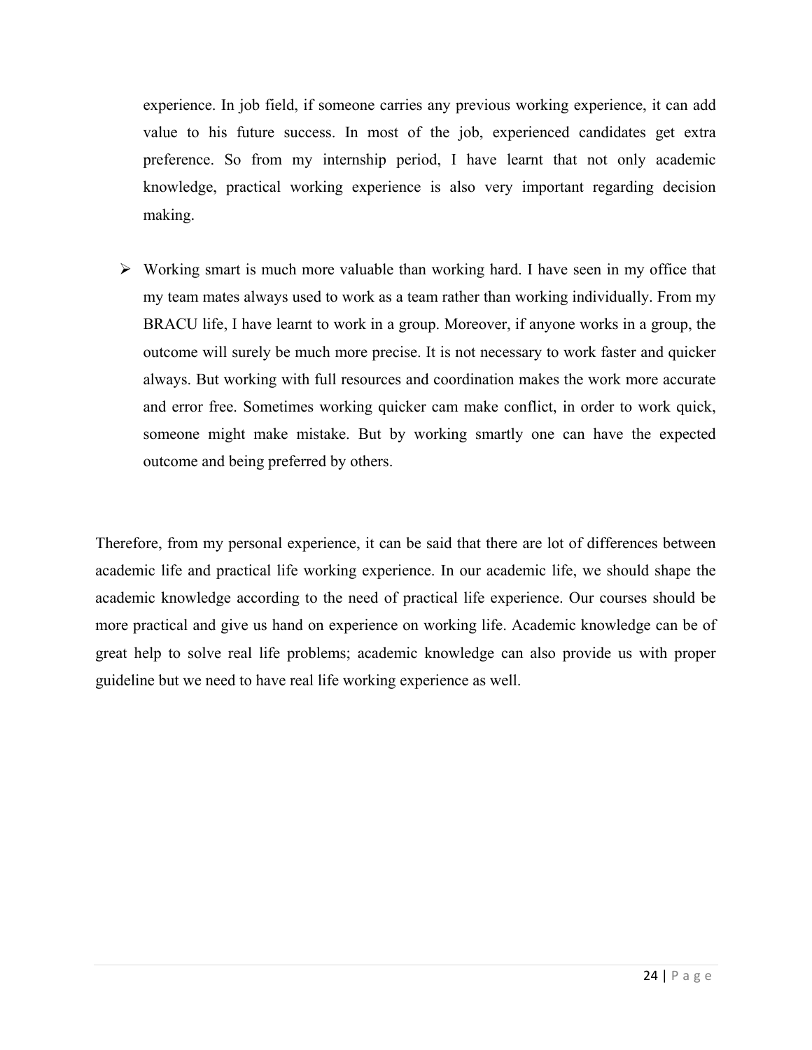experience. In job field, if someone carries any previous working experience, it can add value to his future success. In most of the job, experienced candidates get extra preference. So from my internship period, I have learnt that not only academic knowledge, practical working experience is also very important regarding decision making.

- Working smart is much more valuable than working hard. I have seen in my office that my team mates always used to work as a team rather than working individually. From my BRACU life, I have learnt to work in a group. Moreover, if anyone works in a group, the outcome will surely be much more precise. It is not necessary to work faster and quicker always. But working with full resources and coordination makes the work more accurate and error free. Sometimes working quicker cam make conflict, in order to work quick, someone might make mistake. But by working smartly one can have the expected outcome and being preferred by others.

Therefore, from my personal experience, it can be said that there are lot of differences between academic life and practical life working experience. In our academic life, we should shape the academic knowledge according to the need of practical life experience. Our courses should be more practical and give us hand on experience on working life. Academic knowledge can be of great help to solve real life problems; academic knowledge can also provide us with proper guideline but we need to have real life working experience as well.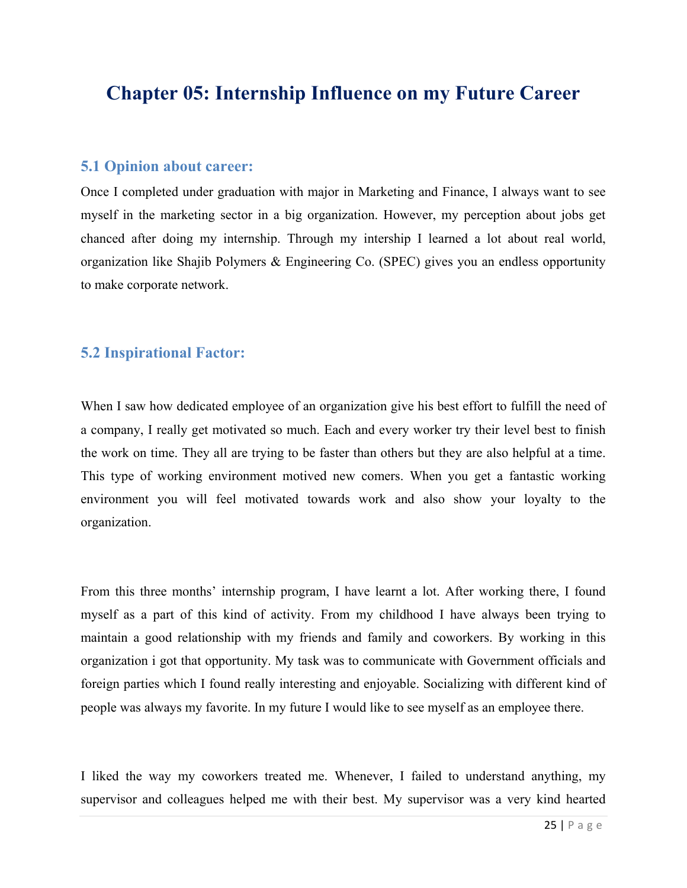# Chapter 05: Internship Influence on my Future Career

## 5.1 Opinion about career:

Once I completed under graduation with major in Marketing and Finance, I always want to see myself in the marketing sector in a big organization. However, my perception about jobs get chanced after doing my internship. Through my intership I learned a lot about real world, organization like Shajib Polymers & Engineering Co. (SPEC) gives you an endless opportunity to make corporate network.

## 5.2 Inspirational Factor:

When I saw how dedicated employee of an organization give his best effort to fulfill the need of a company, I really get motivated so much. Each and every worker try their level best to finish the work on time. They all are trying to be faster than others but they are also helpful at a time. This type of working environment motived new comers. When you get a fantastic working environment you will feel motivated towards work and also show your loyalty to the organization.

From this three months' internship program, I have learnt a lot. After working there, I found myself as a part of this kind of activity. From my childhood I have always been trying to maintain a good relationship with my friends and family and coworkers. By working in this organization i got that opportunity. My task was to communicate with Government officials and foreign parties which I found really interesting and enjoyable. Socializing with different kind of people was always my favorite. In my future I would like to see myself as an employee there.

I liked the way my coworkers treated me. Whenever, I failed to understand anything, my supervisor and colleagues helped me with their best. My supervisor was a very kind hearted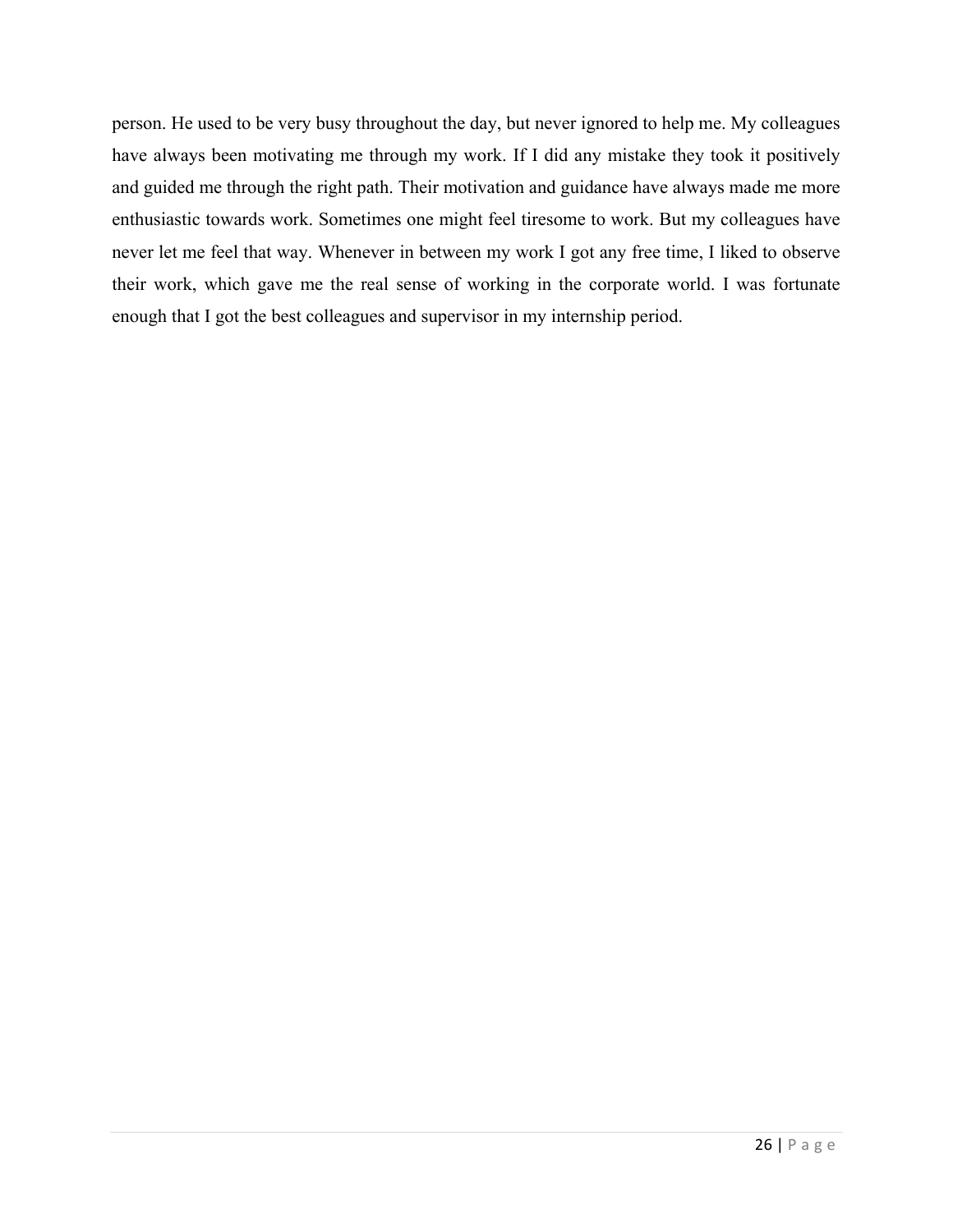person. He used to be very busy throughout the day, but never ignored to help me. My colleagues have always been motivating me through my work. If I did any mistake they took it positively and guided me through the right path. Their motivation and guidance have always made me more enthusiastic towards work. Sometimes one might feel tiresome to work. But my colleagues have never let me feel that way. Whenever in between my work I got any free time, I liked to observe their work, which gave me the real sense of working in the corporate world. I was fortunate enough that I got the best colleagues and supervisor in my internship period.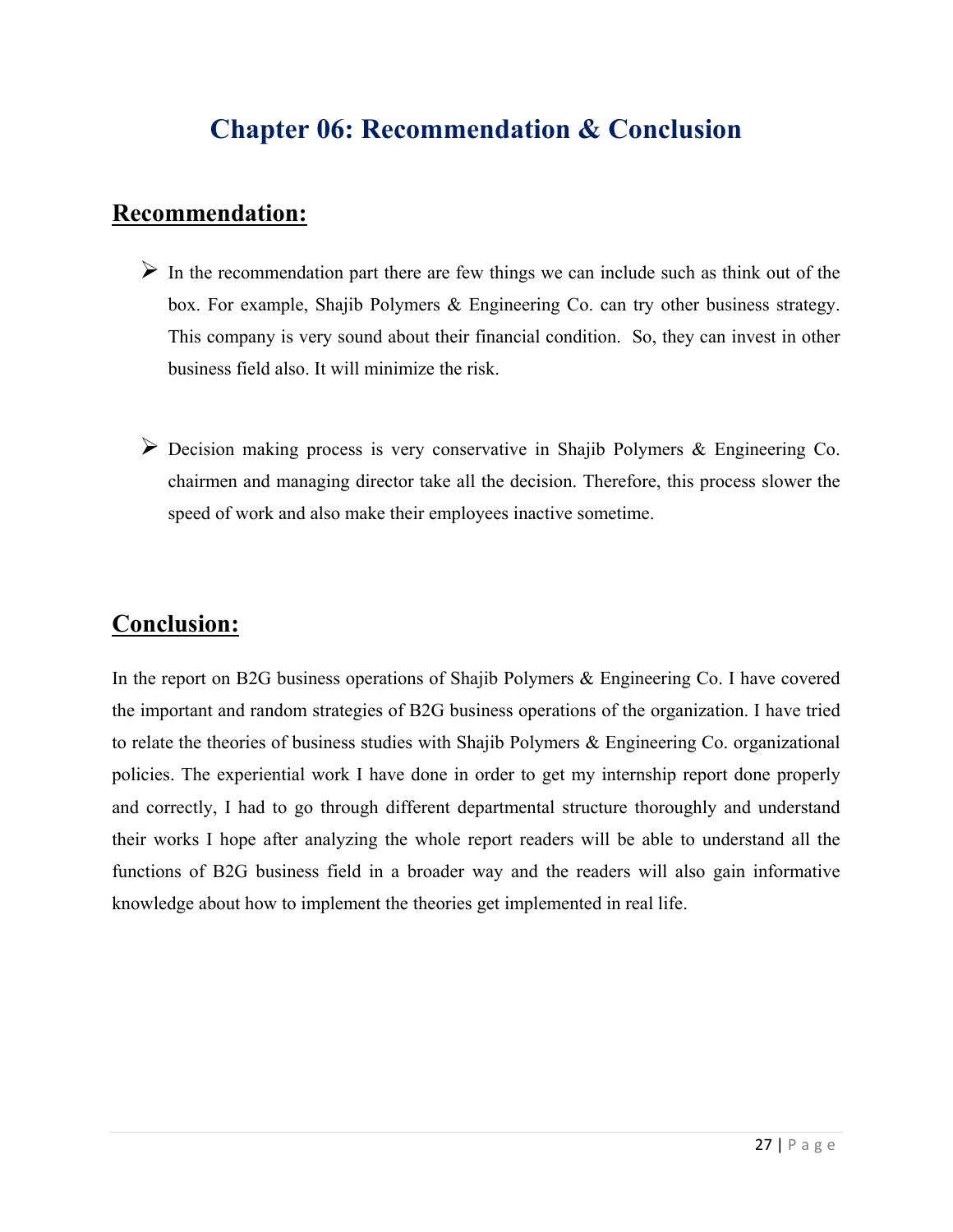# Chapter 06: Recommendation & Conclusion

## Recommendation:

- In the recommendation part there are few things we can include such as think out of the box. For example, Shajib Polymers & Engineering Co. can try other business strategy. This company is very sound about their financial condition. So, they can invest in other business field also. It will minimize the risk.

- Decision making process is very conservative in Shajib Polymers & Engineering Co. chairmen and managing director take all the decision. Therefore, this process slower the speed of work and also make their employees inactive sometime.

## Conclusion:

In the report on B2G business operations of Shajib Polymers & Engineering Co. I have covered the important and random strategies of B2G business operations of the organization. I have tried to relate the theories of business studies with Shajib Polymers & Engineering Co. organizational policies. The experiential work I have done in order to get my internship report done properly and correctly, I had to go through different departmental structure thoroughly and understand their works I hope after analyzing the whole report readers will be able to understand all the functions of B2G business field in a broader way and the readers will also gain informative knowledge about how to implement the theories get implemented in real life.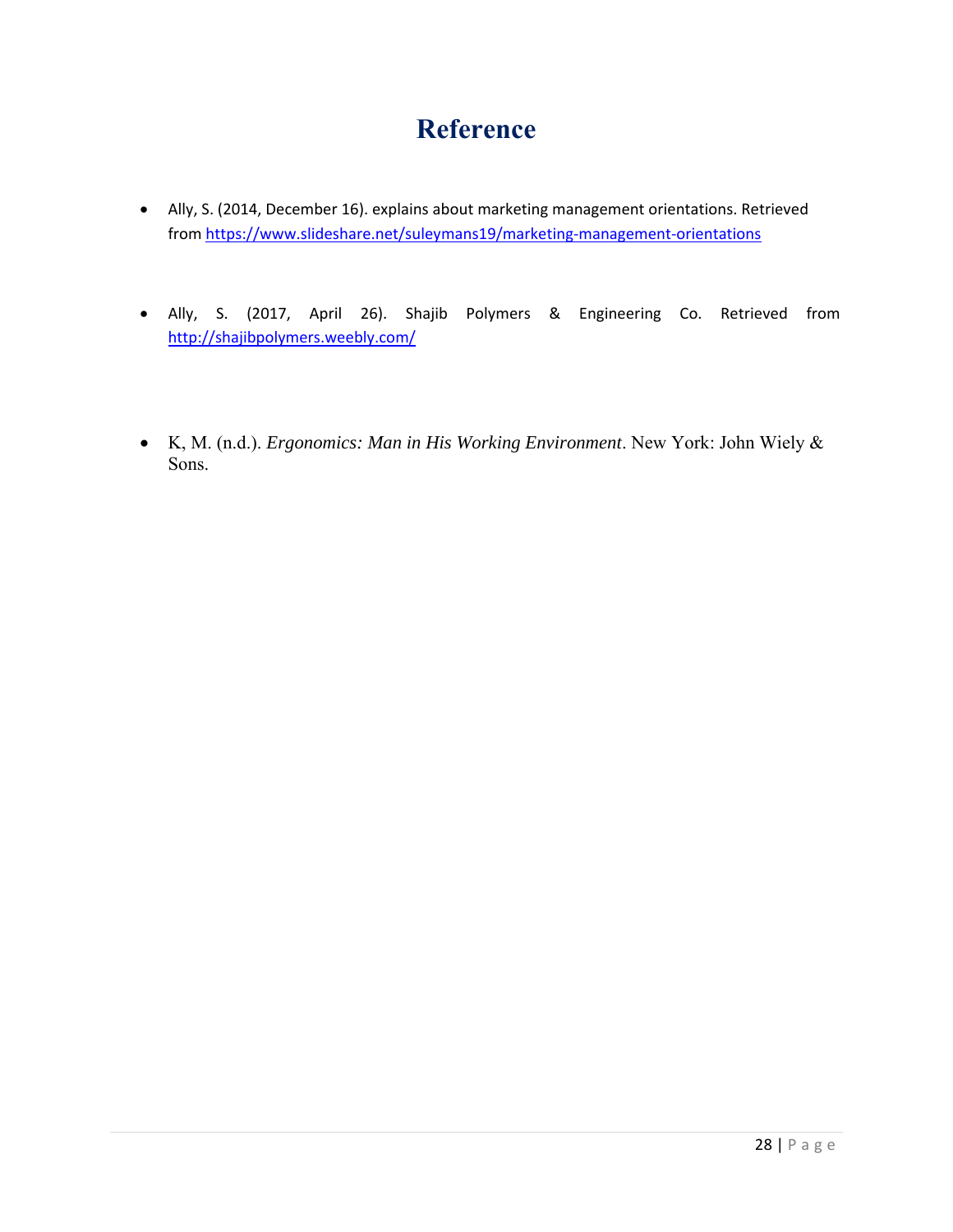# Reference

- Ally, S. (2014, December 16). explains about marketing management orientations. Retrieved from https://www.slideshare.net/suleymans19/marketing-management-orientations

- Ally, S. (2017, April 26). Shajib Polymers & Engineering Co. Retrieved from http://shajibpolymers.weebly.com/

- K, M. (n.d.). *Ergonomics: Man in His Working Environment*. New York: John Wiely & Sons.